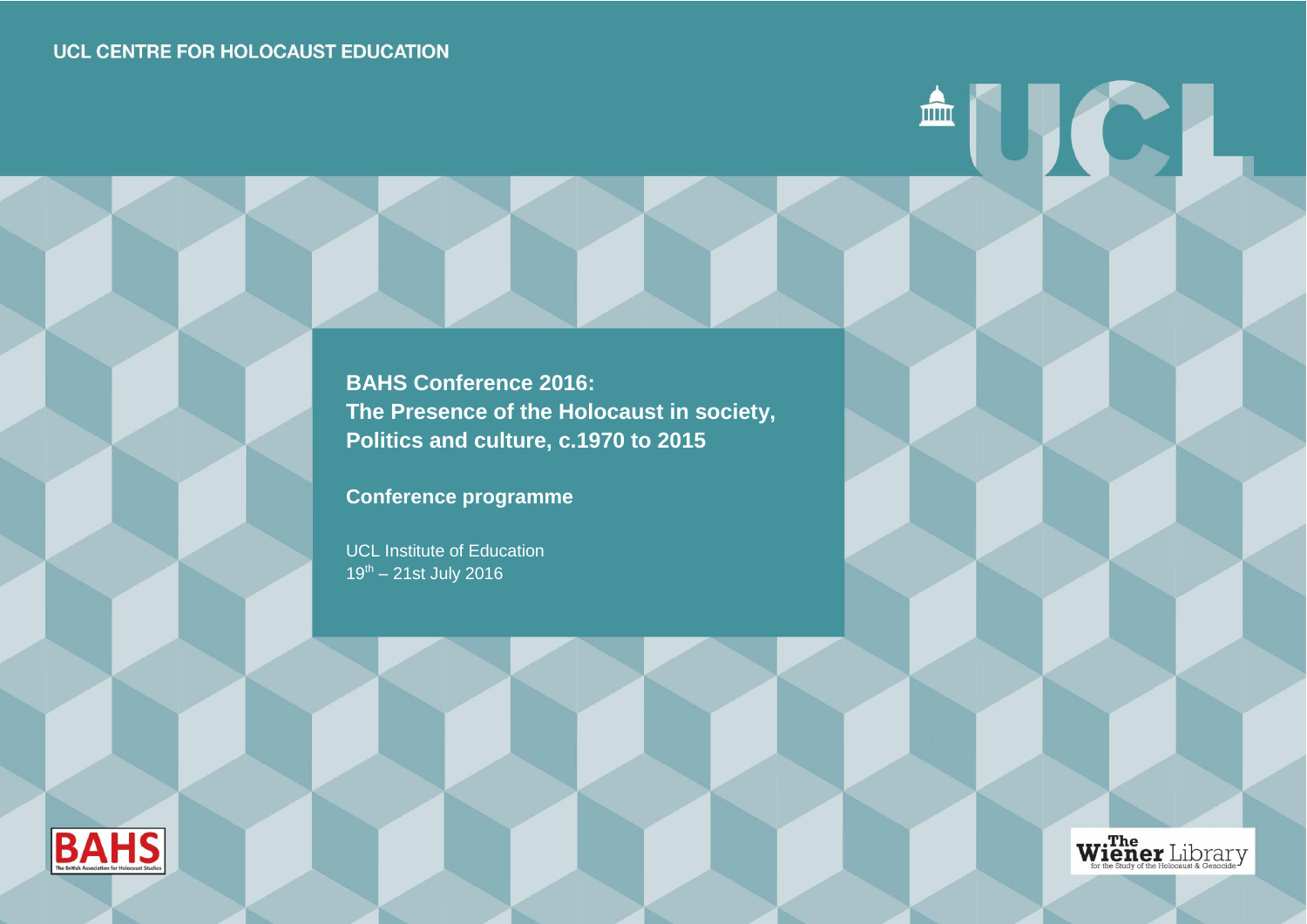UCL CENTRE FOR HOLOCAUST EDUCATION

# BAHS Conference 2016: The Presence of the Holocaust in society, Politics and culture, c.1970 to 2015

## Conference programme

UCL Institute of Education
19th – 21st July 2016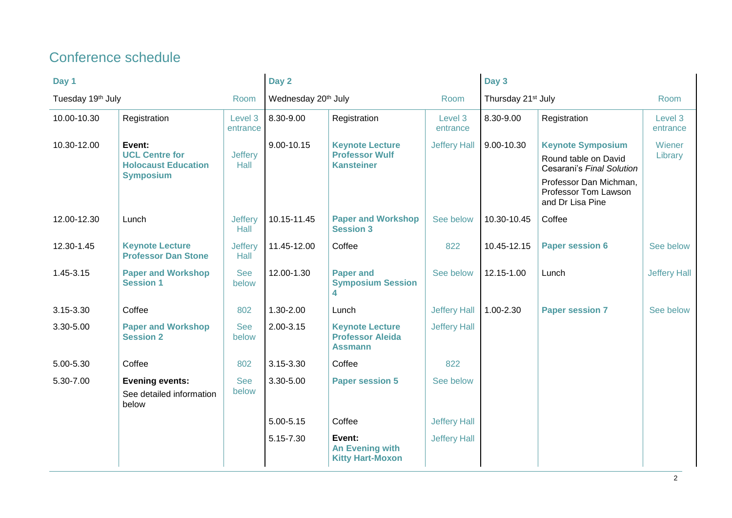## Conference schedule

| Day 1 | | | Day 2 | | | Day 3 | | |
|---|---|---|---|---|---|---|---|---|
| Tuesday 19th July | | Room | Wednesday 20th July | | Room | Thursday 21st July | | Room |
| 10.00-10.30 | Registration | Level 3 entrance | 8.30-9.00 | Registration | Level 3 entrance | 8.30-9.00 | Registration | Level 3 entrance |
| 10.30-12.00 | **Event:** **UCL Centre for Holocaust Education Symposium** | Jeffery Hall | 9.00-10.15 | **Keynote Lecture Professor Wulf Kansteiner** | Jeffery Hall | 9.00-10.30 | **Keynote Symposium** Round table on David Cesarani's *Final Solution* Professor Dan Michman, Professor Tom Lawson and Dr Lisa Pine | Wiener Library |
| 12.00-12.30 | Lunch | Jeffery Hall | 10.15-11.45 | **Paper and Workshop Session 3** | See below | 10.30-10.45 | Coffee | |
| 12.30-1.45 | **Keynote Lecture Professor Dan Stone** | Jeffery Hall | 11.45-12.00 | Coffee | 822 | 10.45-12.15 | **Paper session 6** | See below |
| 1.45-3.15 | **Paper and Workshop Session 1** | See below | 12.00-1.30 | **Paper and Symposium Session 4** | See below | 12.15-1.00 | Lunch | Jeffery Hall |
| 3.15-3.30 | Coffee | 802 | 1.30-2.00 | Lunch | Jeffery Hall | 1.00-2.30 | **Paper session 7** | See below |
| 3.30-5.00 | **Paper and Workshop Session 2** | See below | 2.00-3.15 | **Keynote Lecture Professor Aleida Assmann** | Jeffery Hall | | | |
| 5.00-5.30 | Coffee | 802 | 3.15-3.30 | Coffee | 822 | | | |
| 5.30-7.00 | **Evening events:** See detailed information below | See below | 3.30-5.00 | **Paper session 5** | See below | | | |
| | | | 5.00-5.15 | Coffee | Jeffery Hall | | | |
| | | | 5.15-7.30 | **Event:** **An Evening with Kitty Hart-Moxon** | Jeffery Hall | | | |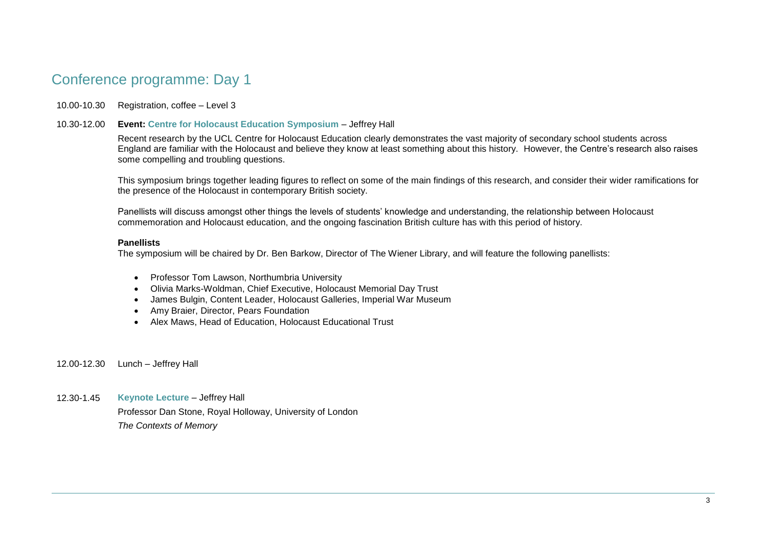# Conference programme: Day 1

10.00-10.30 Registration, coffee – Level 3

10.30-12.00 **Event: Centre for Holocaust Education Symposium** – Jeffrey Hall

Recent research by the UCL Centre for Holocaust Education clearly demonstrates the vast majority of secondary school students across England are familiar with the Holocaust and believe they know at least something about this history. However, the Centre's research also raises some compelling and troubling questions.

This symposium brings together leading figures to reflect on some of the main findings of this research, and consider their wider ramifications for the presence of the Holocaust in contemporary British society.

Panellists will discuss amongst other things the levels of students' knowledge and understanding, the relationship between Holocaust commemoration and Holocaust education, and the ongoing fascination British culture has with this period of history.

**Panellists**

The symposium will be chaired by Dr. Ben Barkow, Director of The Wiener Library, and will feature the following panellists:

- Professor Tom Lawson, Northumbria University
- Olivia Marks-Woldman, Chief Executive, Holocaust Memorial Day Trust
- James Bulgin, Content Leader, Holocaust Galleries, Imperial War Museum
- Amy Braier, Director, Pears Foundation
- Alex Maws, Head of Education, Holocaust Educational Trust

12.00-12.30 Lunch – Jeffrey Hall

12.30-1.45 **Keynote Lecture** – Jeffrey Hall

Professor Dan Stone, Royal Holloway, University of London

*The Contexts of Memory*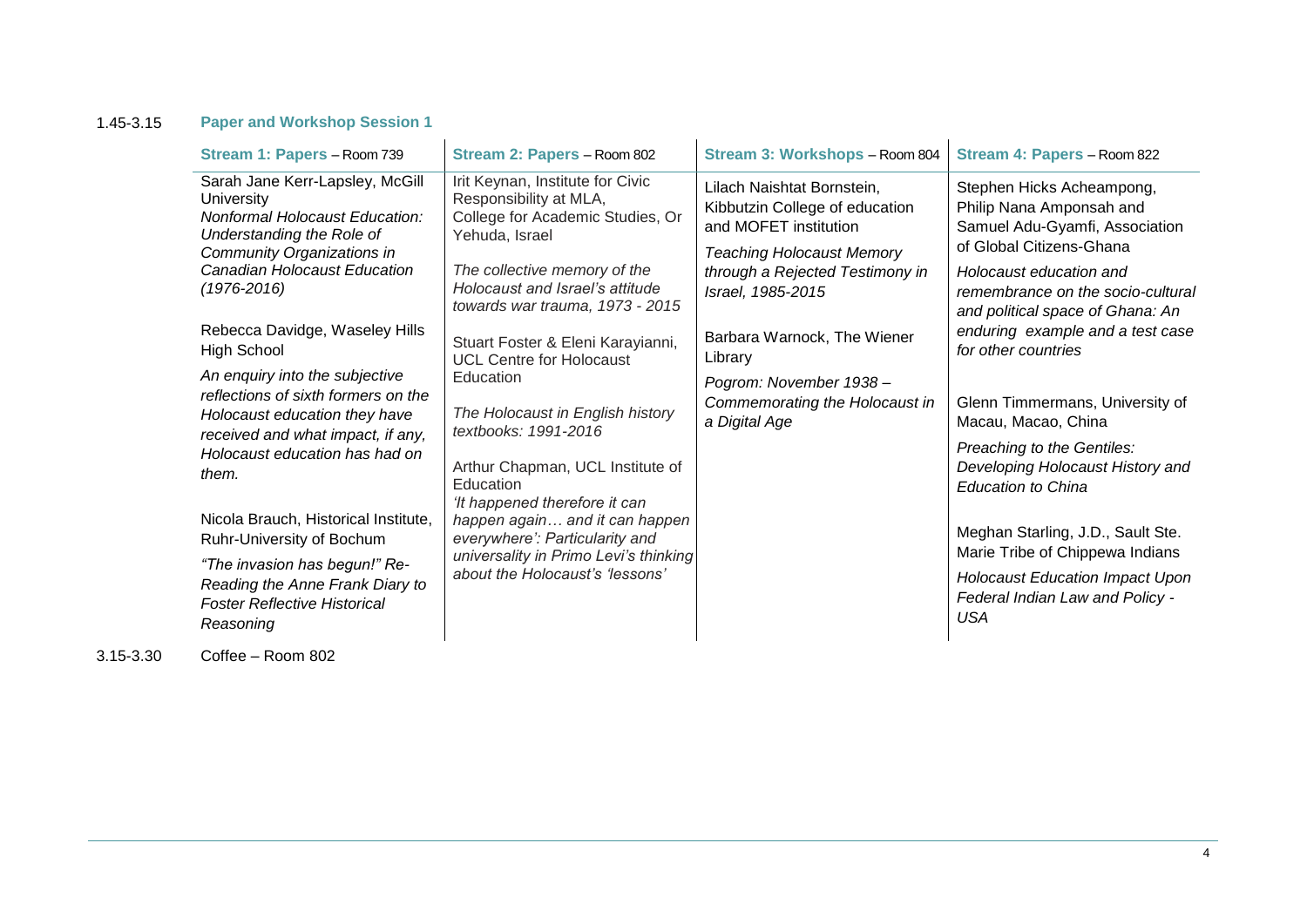1.45-3.15 **Paper and Workshop Session 1**

| Stream 1: Papers – Room 739 | Stream 2: Papers – Room 802 | Stream 3: Workshops – Room 804 | Stream 4: Papers – Room 822 |
|---|---|---|---|
| Sarah Jane Kerr-Lapsley, McGill University<br>*Nonformal Holocaust Education: Understanding the Role of Community Organizations in Canadian Holocaust Education (1976-2016)*<br><br>Rebecca Davidge, Waseley Hills High School<br>*An enquiry into the subjective reflections of sixth formers on the Holocaust education they have received and what impact, if any, Holocaust education has had on them.*<br><br>Nicola Brauch, Historical Institute, Ruhr-University of Bochum<br>*"The invasion has begun!" Re-Reading the Anne Frank Diary to Foster Reflective Historical Reasoning* | Irit Keynan, Institute for Civic Responsibility at MLA, College for Academic Studies, Or Yehuda, Israel<br>*The collective memory of the Holocaust and Israel's attitude towards war trauma, 1973 - 2015*<br><br>Stuart Foster & Eleni Karayianni, UCL Centre for Holocaust Education<br>*The Holocaust in English history textbooks: 1991-2016*<br><br>Arthur Chapman, UCL Institute of Education<br>*'It happened therefore it can happen again… and it can happen everywhere': Particularity and universality in Primo Levi's thinking about the Holocaust's 'lessons'* | Lilach Naishtat Bornstein, Kibbutzin College of education and MOFET institution<br>*Teaching Holocaust Memory through a Rejected Testimony in Israel, 1985-2015*<br><br>Barbara Warnock, The Wiener Library<br>*Pogrom: November 1938 – Commemorating the Holocaust in a Digital Age* | Stephen Hicks Acheampong, Philip Nana Amponsah and Samuel Adu-Gyamfi, Association of Global Citizens-Ghana<br>*Holocaust education and remembrance on the socio-cultural and political space of Ghana: An enduring example and a test case for other countries*<br><br>Glenn Timmermans, University of Macau, Macao, China<br>*Preaching to the Gentiles: Developing Holocaust History and Education to China*<br><br>Meghan Starling, J.D., Sault Ste. Marie Tribe of Chippewa Indians<br>*Holocaust Education Impact Upon Federal Indian Law and Policy - USA* |

3.15-3.30 Coffee – Room 802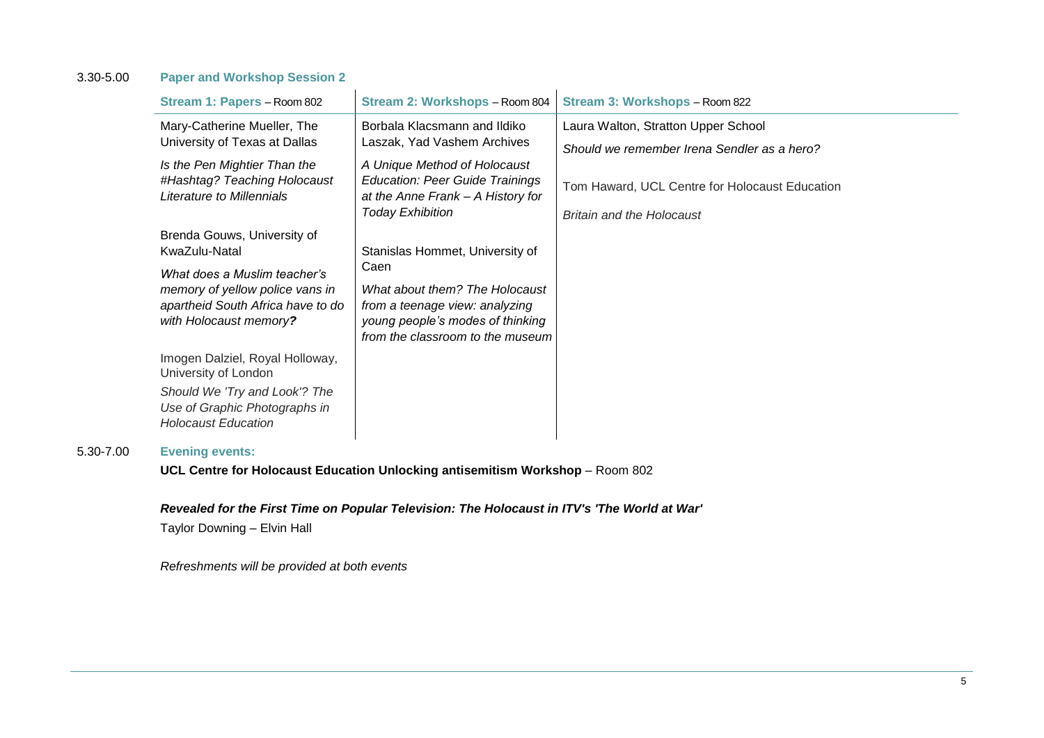3.30-5.00 **Paper and Workshop Session 2**

| **Stream 1: Papers** – Room 802 | **Stream 2: Workshops** – Room 804 | **Stream 3: Workshops** – Room 822 |
|---|---|---|
| Mary-Catherine Mueller, The University of Texas at Dallas<br><br>*Is the Pen Mightier Than the #Hashtag? Teaching Holocaust Literature to Millennials* | Borbala Klacsmann and Ildiko Laszak, Yad Vashem Archives<br><br>*A Unique Method of Holocaust Education: Peer Guide Trainings at the Anne Frank – A History for Today Exhibition* | Laura Walton, Stratton Upper School<br><br>*Should we remember Irena Sendler as a hero?* |
| Brenda Gouws, University of KwaZulu-Natal<br><br>*What does a Muslim teacher's memory of yellow police vans in apartheid South Africa have to do with Holocaust memory?* | Stanislas Hommet, University of Caen<br><br>*What about them? The Holocaust from a teenage view: analyzing young people's modes of thinking from the classroom to the museum* | Tom Haward, UCL Centre for Holocaust Education<br><br>*Britain and the Holocaust* |
| Imogen Dalziel, Royal Holloway, University of London<br><br>*Should We 'Try and Look'? The Use of Graphic Photographs in Holocaust Education* | | |

5.30-7.00 **Evening events:**

**UCL Centre for Holocaust Education Unlocking antisemitism Workshop** – Room 802

***Revealed for the First Time on Popular Television: The Holocaust in ITV's 'The World at War'***

Taylor Downing – Elvin Hall

*Refreshments will be provided at both events*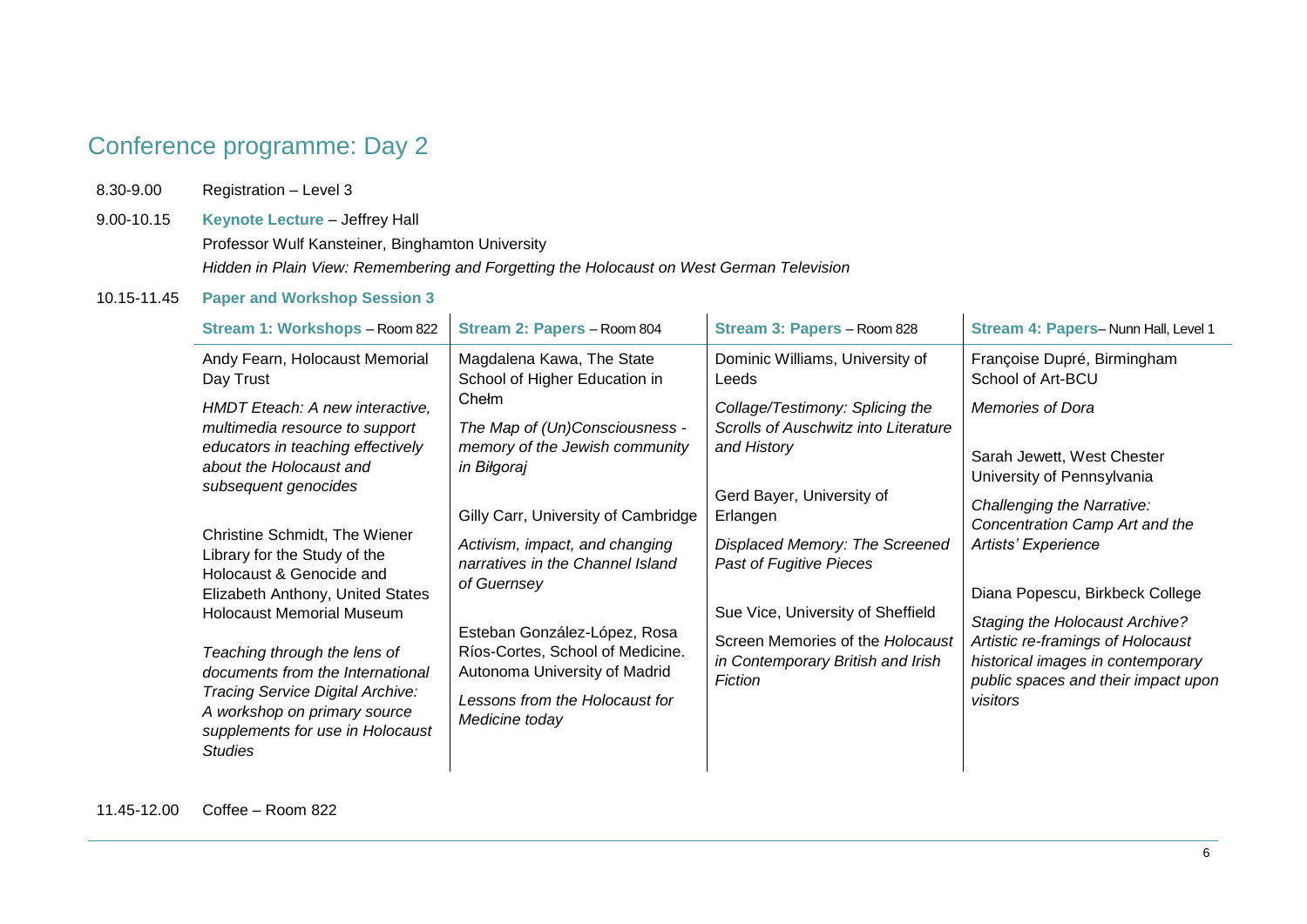# Conference programme: Day 2

8.30-9.00 Registration – Level 3

9.00-10.15 **Keynote Lecture** – Jeffrey Hall

Professor Wulf Kansteiner, Binghamton University

*Hidden in Plain View: Remembering and Forgetting the Holocaust on West German Television*

10.15-11.45 **Paper and Workshop Session 3**

| **Stream 1: Workshops** – Room 822 | **Stream 2: Papers** – Room 804 | **Stream 3: Papers** – Room 828 | **Stream 4: Papers**– Nunn Hall, Level 1 |
| --- | --- | --- | --- |
| Andy Fearn, Holocaust Memorial Day Trust<br>*HMDT Eteach: A new interactive, multimedia resource to support educators in teaching effectively about the Holocaust and subsequent genocides*<br><br>Christine Schmidt, The Wiener Library for the Study of the Holocaust & Genocide and Elizabeth Anthony, United States Holocaust Memorial Museum<br><br>*Teaching through the lens of documents from the International Tracing Service Digital Archive: A workshop on primary source supplements for use in Holocaust Studies* | Magdalena Kawa, The State School of Higher Education in Chełm<br>*The Map of (Un)Consciousness - memory of the Jewish community in Biłgoraj*<br><br>Gilly Carr, University of Cambridge<br>*Activism, impact, and changing narratives in the Channel Island of Guernsey*<br><br>Esteban González-López, Rosa Ríos-Cortes, School of Medicine. Autonoma University of Madrid<br>*Lessons from the Holocaust for Medicine today* | Dominic Williams, University of Leeds<br>*Collage/Testimony: Splicing the Scrolls of Auschwitz into Literature and History*<br><br>Gerd Bayer, University of Erlangen<br>*Displaced Memory: The Screened Past of Fugitive Pieces*<br><br>Sue Vice, University of Sheffield<br>Screen Memories of the *Holocaust in Contemporary British and Irish Fiction* | Françoise Dupré, Birmingham School of Art-BCU<br>*Memories of Dora*<br><br>Sarah Jewett, West Chester University of Pennsylvania<br>*Challenging the Narrative: Concentration Camp Art and the Artists' Experience*<br><br>Diana Popescu, Birkbeck College<br>*Staging the Holocaust Archive? Artistic re-framings of Holocaust historical images in contemporary public spaces and their impact upon visitors* |

11.45-12.00 Coffee – Room 822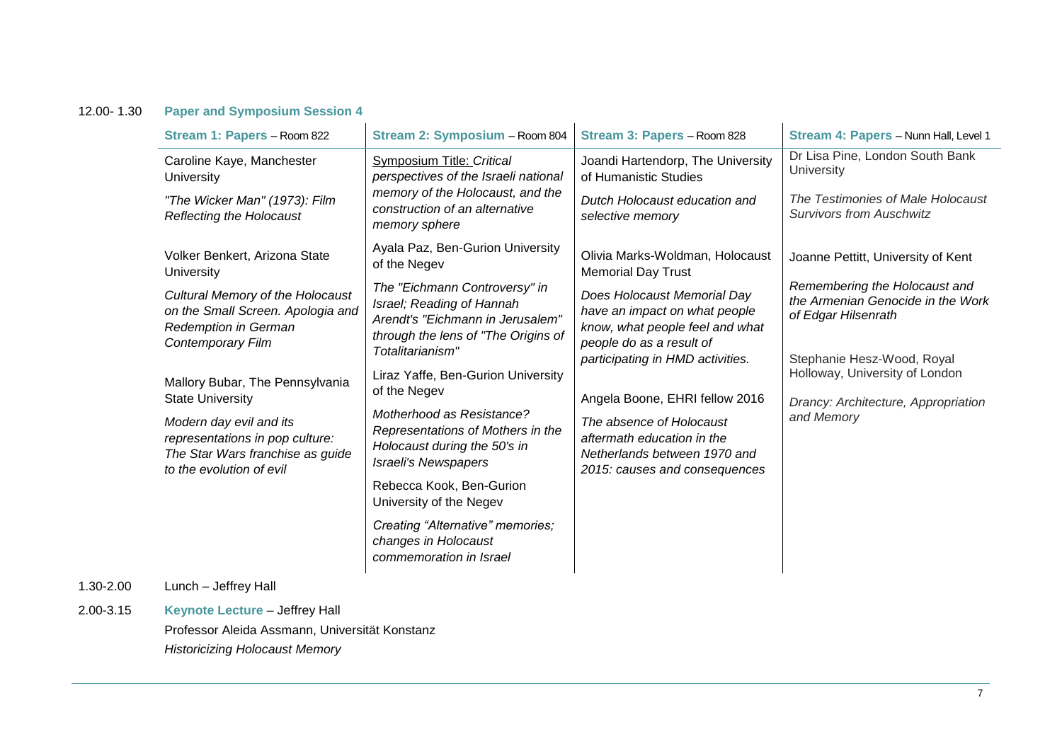12.00- 1.30 **Paper and Symposium Session 4**

| Stream 1: Papers – Room 822 | Stream 2: Symposium – Room 804 | Stream 3: Papers – Room 828 | Stream 4: Papers – Nunn Hall, Level 1 |
|---|---|---|---|
| Caroline Kaye, Manchester University<br>*"The Wicker Man" (1973): Film Reflecting the Holocaust* | Symposium Title: *Critical perspectives of the Israeli national memory of the Holocaust, and the construction of an alternative memory sphere* | Joandi Hartendorp, The University of Humanistic Studies<br>*Dutch Holocaust education and selective memory* | Dr Lisa Pine, London South Bank University<br>*The Testimonies of Male Holocaust Survivors from Auschwitz* |
| Volker Benkert, Arizona State University<br>*Cultural Memory of the Holocaust on the Small Screen. Apologia and Redemption in German Contemporary Film* | Ayala Paz, Ben-Gurion University of the Negev<br>*The "Eichmann Controversy" in Israel; Reading of Hannah Arendt's "Eichmann in Jerusalem" through the lens of "The Origins of Totalitarianism"* | Olivia Marks-Woldman, Holocaust Memorial Day Trust<br>*Does Holocaust Memorial Day have an impact on what people know, what people feel and what people do as a result of participating in HMD activities.* | Joanne Pettitt, University of Kent<br>*Remembering the Holocaust and the Armenian Genocide in the Work of Edgar Hilsenrath* |
| Mallory Bubar, The Pennsylvania State University<br>*Modern day evil and its representations in pop culture: The Star Wars franchise as guide to the evolution of evil* | Liraz Yaffe, Ben-Gurion University of the Negev<br>*Motherhood as Resistance? Representations of Mothers in the Holocaust during the 50's in Israeli's Newspapers* | Angela Boone, EHRI fellow 2016<br>*The absence of Holocaust aftermath education in the Netherlands between 1970 and 2015: causes and consequences* | Stephanie Hesz-Wood, Royal Holloway, University of London<br>*Drancy: Architecture, Appropriation and Memory* |
| | Rebecca Kook, Ben-Gurion University of the Negev<br>*Creating "Alternative" memories; changes in Holocaust commemoration in Israel* | | |

1.30-2.00 Lunch – Jeffrey Hall

2.00-3.15 **Keynote Lecture** – Jeffrey Hall

Professor Aleida Assmann, Universität Konstanz

*Historicizing Holocaust Memory*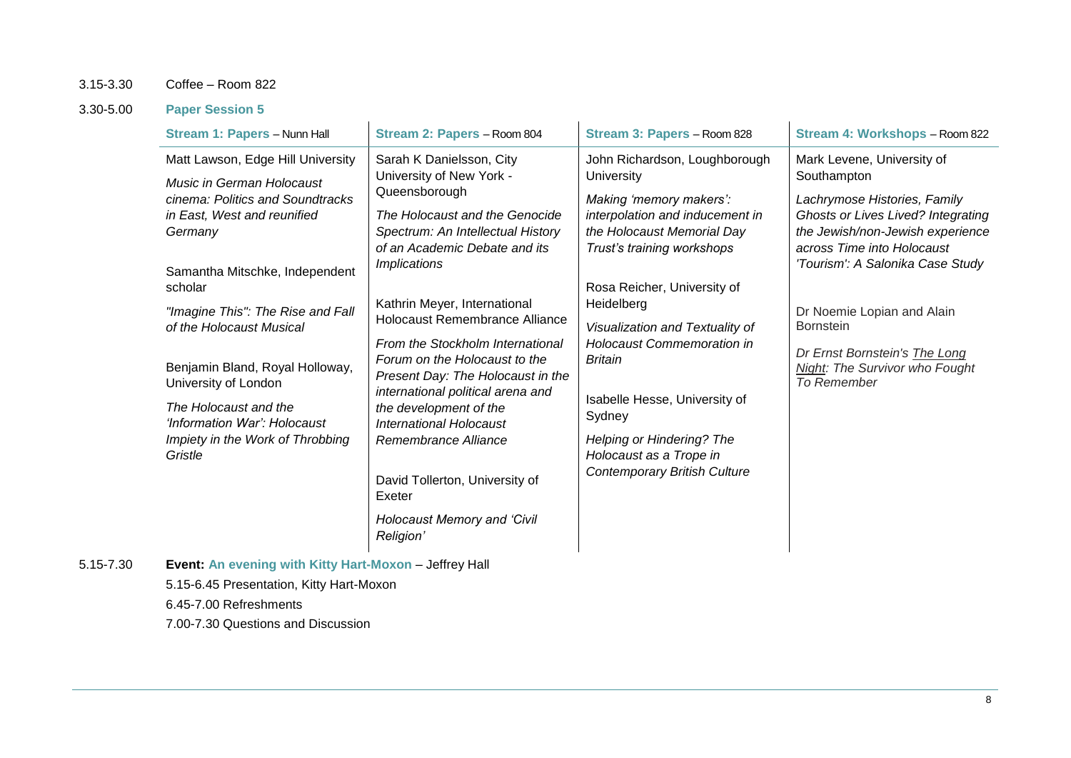3.15-3.30 Coffee – Room 822

3.30-5.00 **Paper Session 5**

| **Stream 1: Papers** – Nunn Hall | **Stream 2: Papers** – Room 804 | **Stream 3: Papers** – Room 828 | **Stream 4: Workshops** – Room 822 |
|---|---|---|---|
| Matt Lawson, Edge Hill University<br>*Music in German Holocaust cinema: Politics and Soundtracks in East, West and reunified Germany*<br><br>Samantha Mitschke, Independent scholar<br>*"Imagine This": The Rise and Fall of the Holocaust Musical*<br><br>Benjamin Bland, Royal Holloway, University of London<br>*The Holocaust and the 'Information War': Holocaust Impiety in the Work of Throbbing Gristle* | Sarah K Danielsson, City University of New York - Queensborough<br>*The Holocaust and the Genocide Spectrum: An Intellectual History of an Academic Debate and its Implications*<br><br>Kathrin Meyer, International Holocaust Remembrance Alliance<br>*From the Stockholm International Forum on the Holocaust to the Present Day: The Holocaust in the international political arena and the development of the International Holocaust Remembrance Alliance*<br><br>David Tollerton, University of Exeter<br>*Holocaust Memory and 'Civil Religion'* | John Richardson, Loughborough University<br>*Making 'memory makers': interpolation and inducement in the Holocaust Memorial Day Trust's training workshops*<br><br>Rosa Reicher, University of Heidelberg<br>*Visualization and Textuality of Holocaust Commemoration in Britain*<br><br>Isabelle Hesse, University of Sydney<br>*Helping or Hindering? The Holocaust as a Trope in Contemporary British Culture* | Mark Levene, University of Southampton<br>*Lachrymose Histories, Family Ghosts or Lives Lived? Integrating the Jewish/non-Jewish experience across Time into Holocaust 'Tourism': A Salonika Case Study*<br><br>Dr Noemie Lopian and Alain Bornstein<br>*Dr Ernst Bornstein's The Long Night: The Survivor who Fought To Remember* |

5.15-7.30 **Event: An evening with Kitty Hart-Moxon** – Jeffrey Hall

5.15-6.45 Presentation, Kitty Hart-Moxon

6.45-7.00 Refreshments

7.00-7.30 Questions and Discussion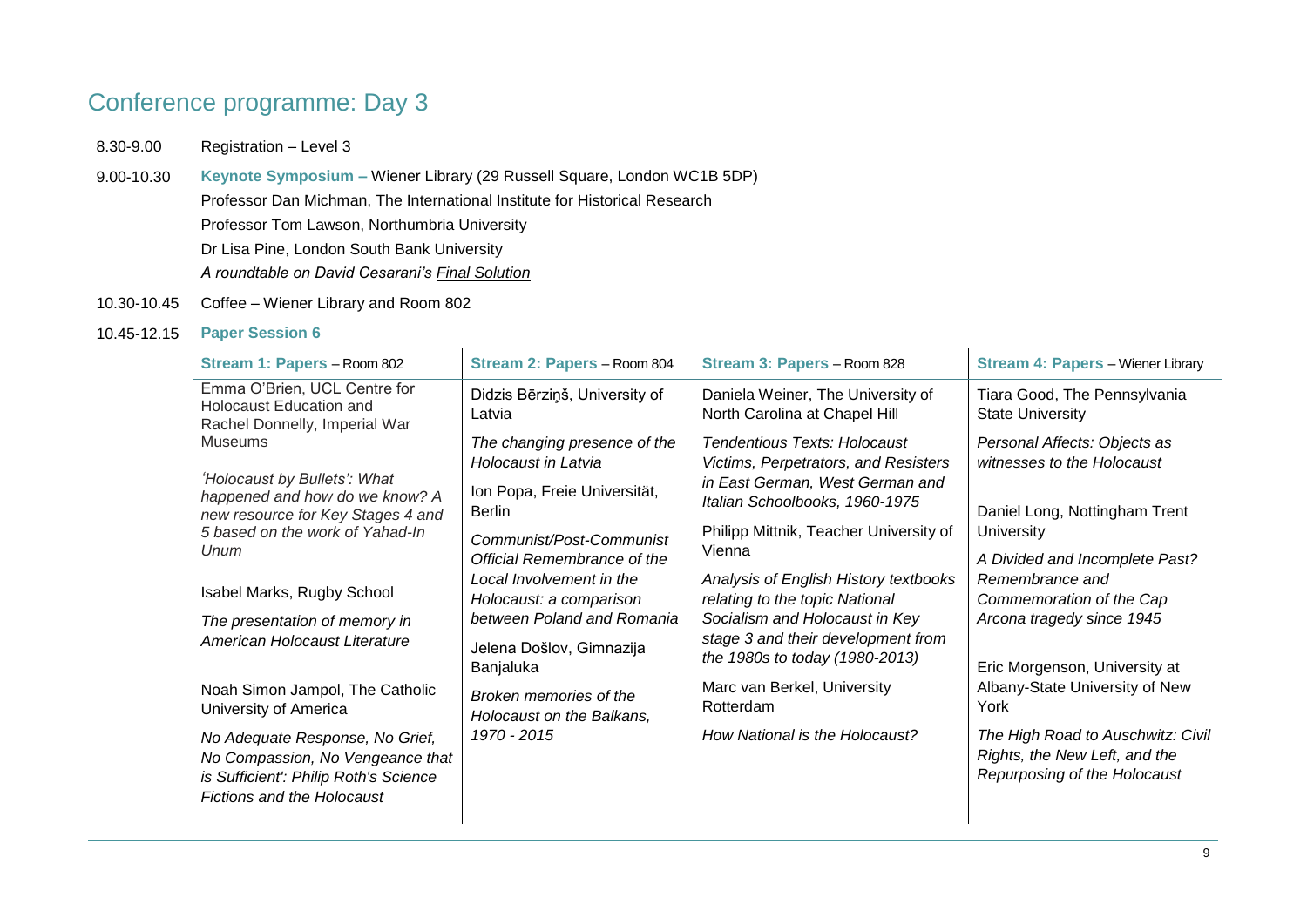# Conference programme: Day 3

8.30-9.00 Registration – Level 3

9.00-10.30 **Keynote Symposium –** Wiener Library (29 Russell Square, London WC1B 5DP)

Professor Dan Michman, The International Institute for Historical Research

Professor Tom Lawson, Northumbria University

Dr Lisa Pine, London South Bank University

*A roundtable on David Cesarani's Final Solution*

10.30-10.45 Coffee – Wiener Library and Room 802

10.45-12.15 **Paper Session 6**

| **Stream 1: Papers** – Room 802 | **Stream 2: Papers** – Room 804 | **Stream 3: Papers** – Room 828 | **Stream 4: Papers** – Wiener Library |
| --- | --- | --- | --- |
| Emma O'Brien, UCL Centre for Holocaust Education and Rachel Donnelly, Imperial War Museums<br><br>*'Holocaust by Bullets': What happened and how do we know? A new resource for Key Stages 4 and 5 based on the work of Yahad-In Unum*<br><br>Isabel Marks, Rugby School<br><br>*The presentation of memory in American Holocaust Literature*<br><br>Noah Simon Jampol, The Catholic University of America<br><br>*No Adequate Response, No Grief, No Compassion, No Vengeance that is Sufficient': Philip Roth's Science Fictions and the Holocaust* | Didzis Bērziņš, University of Latvia<br><br>*The changing presence of the Holocaust in Latvia*<br><br>Ion Popa, Freie Universität, Berlin<br><br>*Communist/Post-Communist Official Remembrance of the Local Involvement in the Holocaust: a comparison between Poland and Romania*<br><br>Jelena Došlov, Gimnazija Banjaluka<br><br>*Broken memories of the Holocaust on the Balkans, 1970 - 2015* | Daniela Weiner, The University of North Carolina at Chapel Hill<br><br>*Tendentious Texts: Holocaust Victims, Perpetrators, and Resisters in East German, West German and Italian Schoolbooks, 1960-1975*<br><br>Philipp Mittnik, Teacher University of Vienna<br><br>*Analysis of English History textbooks relating to the topic National Socialism and Holocaust in Key stage 3 and their development from the 1980s to today (1980-2013)*<br><br>Marc van Berkel, University Rotterdam<br><br>*How National is the Holocaust?* | Tiara Good, The Pennsylvania State University<br><br>*Personal Affects: Objects as witnesses to the Holocaust*<br><br>Daniel Long, Nottingham Trent University<br><br>*A Divided and Incomplete Past? Remembrance and Commemoration of the Cap Arcona tragedy since 1945*<br><br>Eric Morgenson, University at Albany-State University of New York<br><br>*The High Road to Auschwitz: Civil Rights, the New Left, and the Repurposing of the Holocaust* |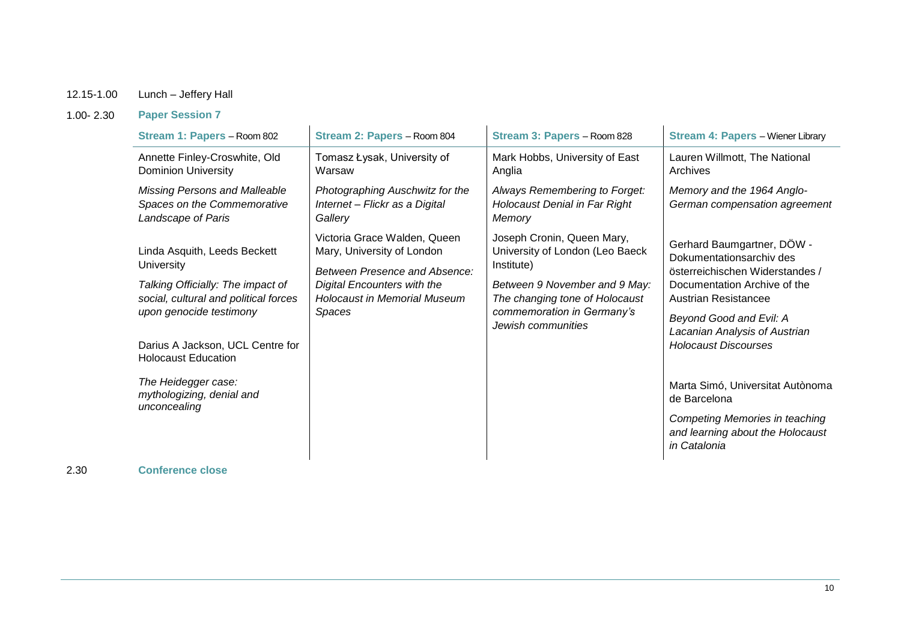12.15-1.00 Lunch – Jeffery Hall

1.00- 2.30 **Paper Session 7**

| **Stream 1: Papers** – Room 802 | **Stream 2: Papers** – Room 804 | **Stream 3: Papers** – Room 828 | **Stream 4: Papers** – Wiener Library |
|---|---|---|---|
| Annette Finley-Croswhite, Old Dominion University<br><br>*Missing Persons and Malleable Spaces on the Commemorative Landscape of Paris* | Tomasz Łysak, University of Warsaw<br><br>*Photographing Auschwitz for the Internet – Flickr as a Digital Gallery* | Mark Hobbs, University of East Anglia<br><br>*Always Remembering to Forget: Holocaust Denial in Far Right Memory* | Lauren Willmott, The National Archives<br><br>*Memory and the 1964 Anglo-German compensation agreement* |
| Linda Asquith, Leeds Beckett University<br><br>*Talking Officially: The impact of social, cultural and political forces upon genocide testimony* | Victoria Grace Walden, Queen Mary, University of London<br><br>*Between Presence and Absence: Digital Encounters with the Holocaust in Memorial Museum Spaces* | Joseph Cronin, Queen Mary, University of London (Leo Baeck Institute)<br><br>*Between 9 November and 9 May: The changing tone of Holocaust commemoration in Germany's Jewish communities* | Gerhard Baumgartner, DÖW - Dokumentationsarchiv des österreichischen Widerstandes / Documentation Archive of the Austrian Resistancee<br><br>*Beyond Good and Evil: A Lacanian Analysis of Austrian Holocaust Discourses* |
| Darius A Jackson, UCL Centre for Holocaust Education<br><br>*The Heidegger case: mythologizing, denial and unconcealing* | | | Marta Simó, Universitat Autònoma de Barcelona<br><br>*Competing Memories in teaching and learning about the Holocaust in Catalonia* |

2.30 **Conference close**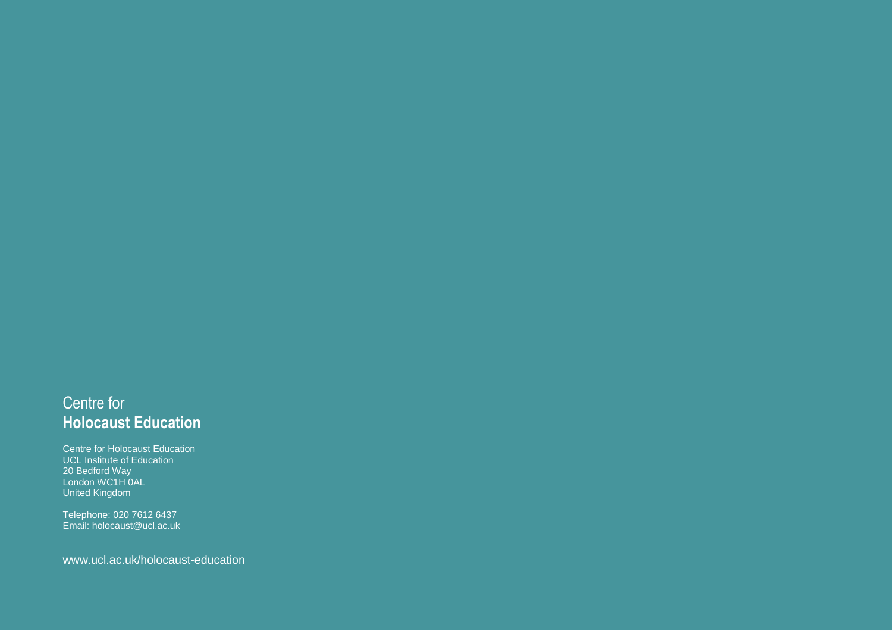Centre for
**Holocaust Education**

Centre for Holocaust Education
UCL Institute of Education
20 Bedford Way
London WC1H 0AL
United Kingdom

Telephone: 020 7612 6437
Email: holocaust@ucl.ac.uk

www.ucl.ac.uk/holocaust-education